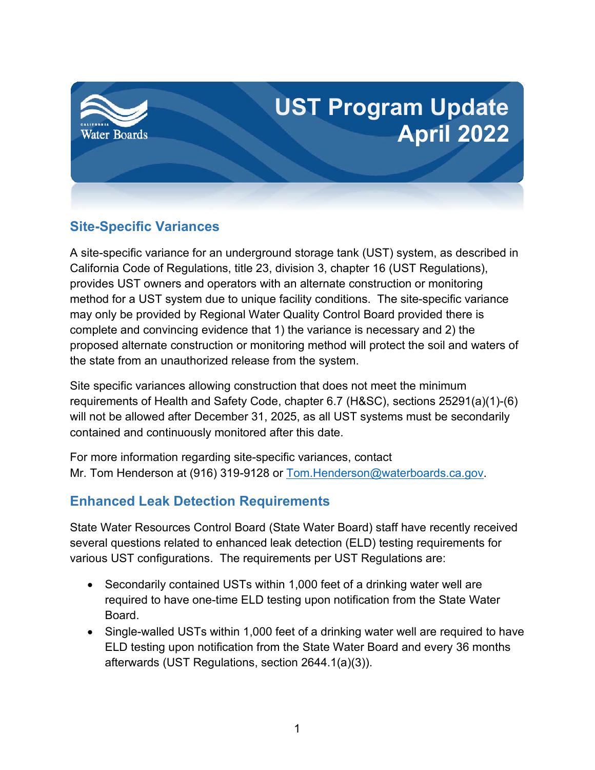# UST Program Update April 2022

## Site-Specific Variances

A site-specific variance for an underground storage tank (UST) system, as described in California Code of Regulations, title 23, division 3, chapter 16 (UST Regulations), provides UST owners and operators with an alternate construction or monitoring method for a UST system due to unique facility conditions. The site-specific variance may only be provided by Regional Water Quality Control Board provided there is complete and convincing evidence that 1) the variance is necessary and 2) the proposed alternate construction or monitoring method will protect the soil and waters of the state from an unauthorized release from the system.

Site specific variances allowing construction that does not meet the minimum requirements of Health and Safety Code, chapter 6.7 (H&SC), sections 25291(a)(1)-(6) will not be allowed after December 31, 2025, as all UST systems must be secondarily contained and continuously monitored after this date.

For more information regarding site-specific variances, contact Mr. Tom Henderson at (916) 319-9128 or [Tom.Henderson@waterboards.ca.gov](mailto:Tom.Henderson@waterboards.ca.gov).

## Enhanced Leak Detection Requirements

State Water Resources Control Board (State Water Board) staff have recently received several questions related to enhanced leak detection (ELD) testing requirements for various UST configurations. The requirements per UST Regulations are:

- Secondarily contained USTs within 1,000 feet of a drinking water well are required to have one-time ELD testing upon notification from the State Water Board.
- Single-walled USTs within 1,000 feet of a drinking water well are required to have ELD testing upon notification from the State Water Board and every 36 months afterwards (UST Regulations, section 2644.1(a)(3)).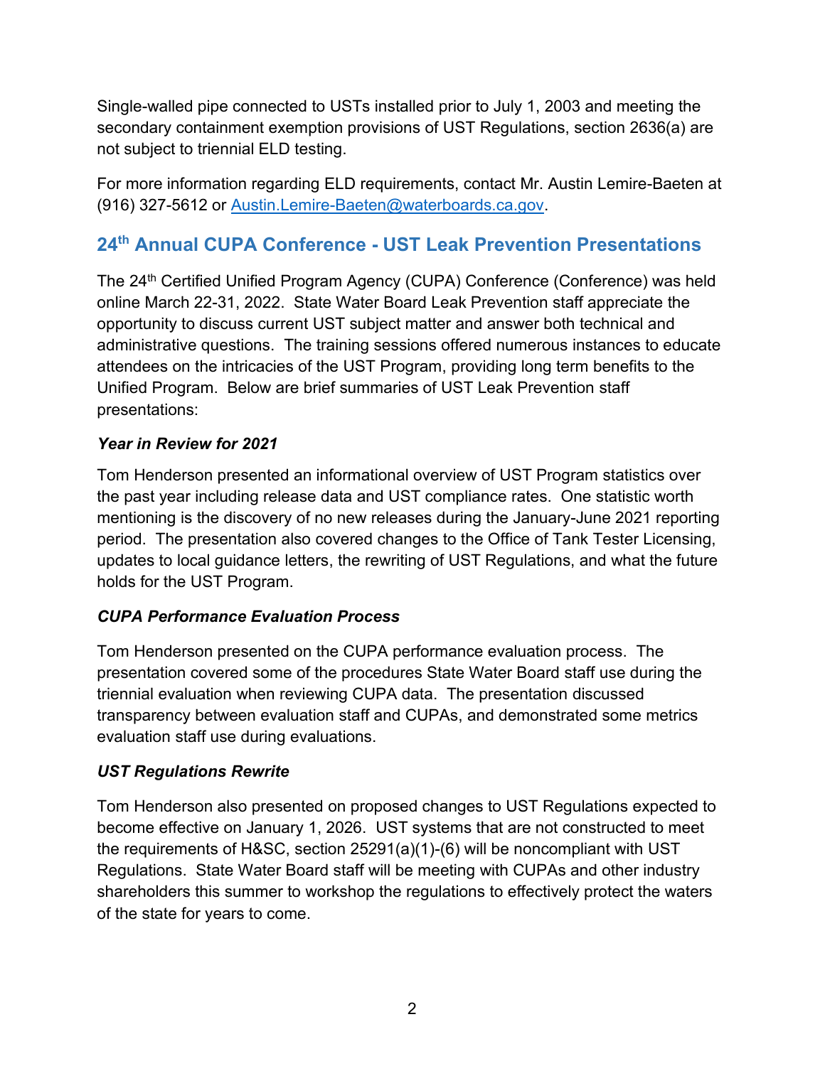Single-walled pipe connected to USTs installed prior to July 1, 2003 and meeting the secondary containment exemption provisions of UST Regulations, section 2636(a) are not subject to triennial ELD testing.

For more information regarding ELD requirements, contact Mr. Austin Lemire-Baeten at (916) 327-5612 or [Austin.Lemire-Baeten@waterboards.ca.gov](mailto:Austin.Lemire-Baeten@waterboards.ca.gov).

## 24th Annual CUPA Conference - UST Leak Prevention Presentations

The 24th Certified Unified Program Agency (CUPA) Conference (Conference) was held online March 22-31, 2022. State Water Board Leak Prevention staff appreciate the opportunity to discuss current UST subject matter and answer both technical and administrative questions. The training sessions offered numerous instances to educate attendees on the intricacies of the UST Program, providing long term benefits to the Unified Program. Below are brief summaries of UST Leak Prevention staff presentations:

***Year in Review for 2021***

Tom Henderson presented an informational overview of UST Program statistics over the past year including release data and UST compliance rates. One statistic worth mentioning is the discovery of no new releases during the January-June 2021 reporting period. The presentation also covered changes to the Office of Tank Tester Licensing, updates to local guidance letters, the rewriting of UST Regulations, and what the future holds for the UST Program.

***CUPA Performance Evaluation Process***

Tom Henderson presented on the CUPA performance evaluation process. The presentation covered some of the procedures State Water Board staff use during the triennial evaluation when reviewing CUPA data. The presentation discussed transparency between evaluation staff and CUPAs, and demonstrated some metrics evaluation staff use during evaluations.

***UST Regulations Rewrite***

Tom Henderson also presented on proposed changes to UST Regulations expected to become effective on January 1, 2026. UST systems that are not constructed to meet the requirements of H&SC, section 25291(a)(1)-(6) will be noncompliant with UST Regulations. State Water Board staff will be meeting with CUPAs and other industry shareholders this summer to workshop the regulations to effectively protect the waters of the state for years to come.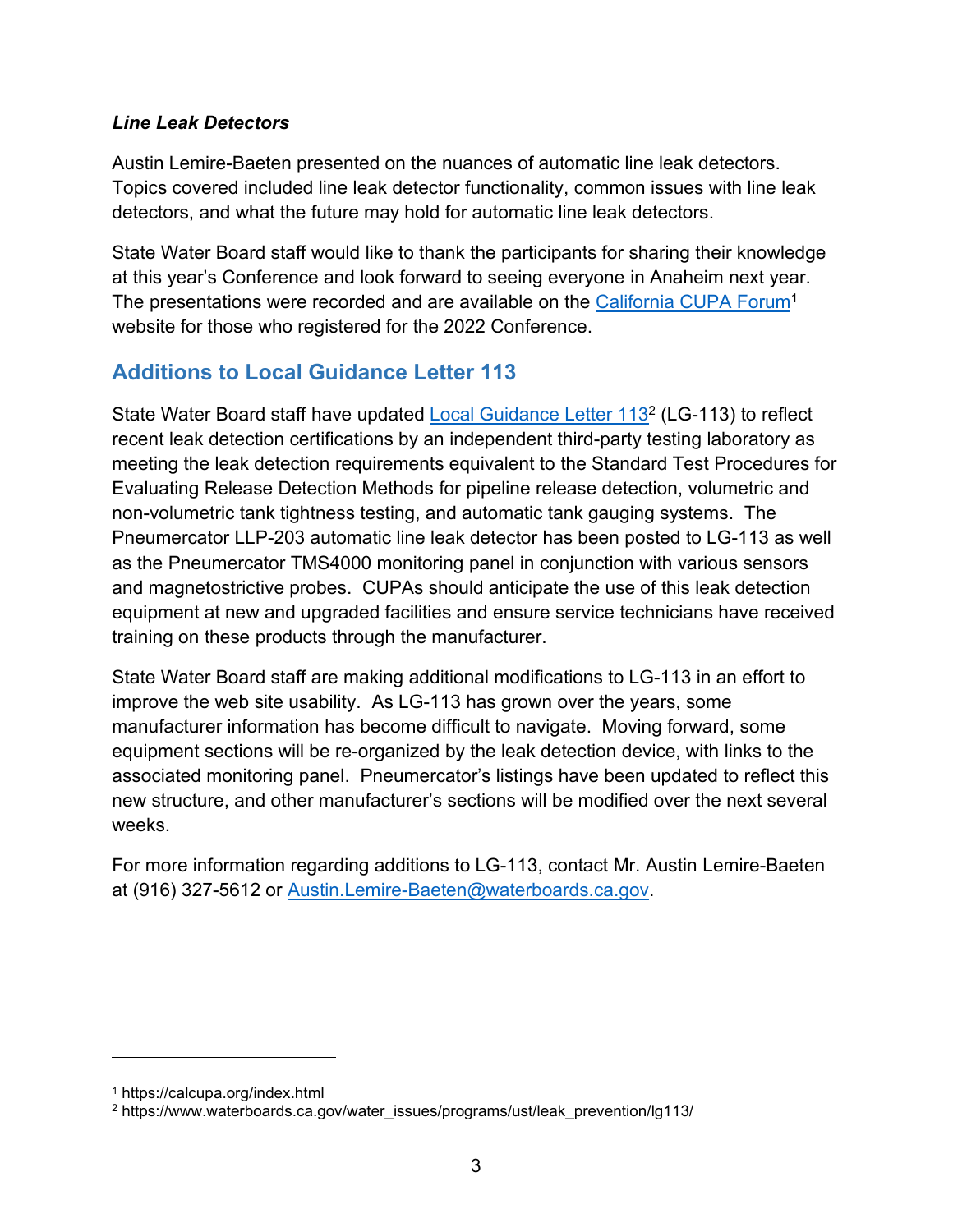***Line Leak Detectors***

Austin Lemire-Baeten presented on the nuances of automatic line leak detectors. Topics covered included line leak detector functionality, common issues with line leak detectors, and what the future may hold for automatic line leak detectors.

State Water Board staff would like to thank the participants for sharing their knowledge at this year's Conference and look forward to seeing everyone in Anaheim next year. The presentations were recorded and are available on the California CUPA Forum[1] website for those who registered for the 2022 Conference.

## Additions to Local Guidance Letter 113

State Water Board staff have updated Local Guidance Letter 113[2] (LG-113) to reflect recent leak detection certifications by an independent third-party testing laboratory as meeting the leak detection requirements equivalent to the Standard Test Procedures for Evaluating Release Detection Methods for pipeline release detection, volumetric and non-volumetric tank tightness testing, and automatic tank gauging systems. The Pneumercator LLP-203 automatic line leak detector has been posted to LG-113 as well as the Pneumercator TMS4000 monitoring panel in conjunction with various sensors and magnetostrictive probes. CUPAs should anticipate the use of this leak detection equipment at new and upgraded facilities and ensure service technicians have received training on these products through the manufacturer.

State Water Board staff are making additional modifications to LG-113 in an effort to improve the web site usability. As LG-113 has grown over the years, some manufacturer information has become difficult to navigate. Moving forward, some equipment sections will be re-organized by the leak detection device, with links to the associated monitoring panel. Pneumercator's listings have been updated to reflect this new structure, and other manufacturer's sections will be modified over the next several weeks.

For more information regarding additions to LG-113, contact Mr. Austin Lemire-Baeten at (916) 327-5612 or Austin.Lemire-Baeten@waterboards.ca.gov.

---

[1] https://calcupa.org/index.html

[2] https://www.waterboards.ca.gov/water_issues/programs/ust/leak_prevention/lg113/